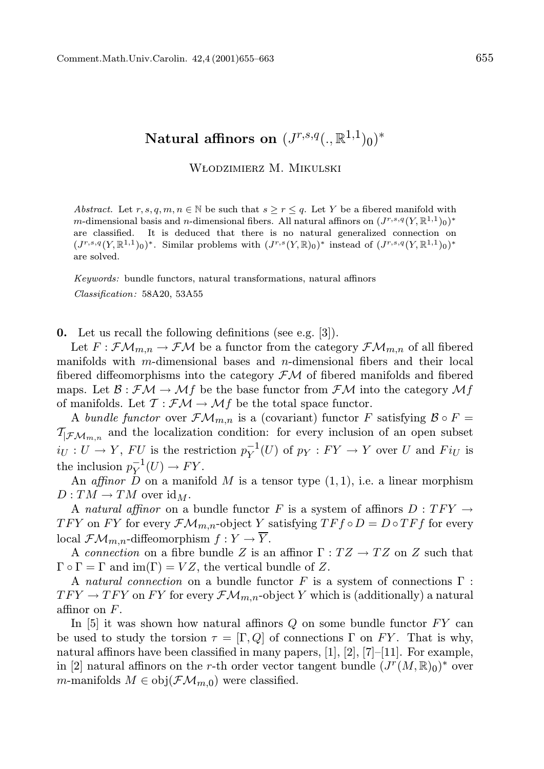# Natural affinors on $(J^{r,s,q}(.,\mathbb{R}^{1,1})_0)^*$

Włodzimierz M. Mikulski

*Abstract.* Let $r, s, q, m, n \in \mathbb{N}$ be such that $s \geq r \leq q$. Let $Y$ be a fibered manifold with $m$-dimensional basis and $n$-dimensional fibers. All natural affinors on $(J^{r,s,q}(Y, \mathbb{R}^{1,1})_0)^*$ are classified. It is deduced that there is no natural generalized connection on $(J^{r,s,q}(Y, \mathbb{R}^{1,1})_0)^*$. Similar problems with $(J^{r,s}(Y, \mathbb{R})_0)^*$ instead of $(J^{r,s,q}(Y, \mathbb{R}^{1,1})_0)^*$ are solved.

*Keywords:* bundle functors, natural transformations, natural affinors

*Classification:* 58A20, 53A55

**0.** Let us recall the following definitions (see e.g. [3]).

Let $F : \mathcal{FM}_{m,n} \to \mathcal{FM}$ be a functor from the category $\mathcal{FM}_{m,n}$ of all fibered manifolds with $m$-dimensional bases and $n$-dimensional fibers and their local fibered diffeomorphisms into the category $\mathcal{FM}$ of fibered manifolds and fibered maps. Let $\mathcal{B} : \mathcal{FM} \to \mathcal{M}f$ be the base functor from $\mathcal{FM}$ into the category $\mathcal{M}f$ of manifolds. Let $\mathcal{T} : \mathcal{FM} \to \mathcal{M}f$ be the total space functor.

A *bundle functor* over $\mathcal{FM}_{m,n}$ is a (covariant) functor $F$ satisfying $\mathcal{B} \circ F = \mathcal{T}_{|\mathcal{FM}_{m,n}}$ and the localization condition: for every inclusion of an open subset $i_U : U \to Y$, $FU$ is the restriction $p_Y^{-1}(U)$ of $p_Y : FY \to Y$ over $U$ and $Fi_U$ is the inclusion $p_Y^{-1}(U) \to FY$.

An *affinor* $D$ on a manifold $M$ is a tensor type $(1, 1)$, i.e. a linear morphism $D : TM \to TM$ over $\mathrm{id}_M$.

A *natural affinor* on a bundle functor $F$ is a system of affinors $D : TFY \to TFY$ on $FY$ for every $\mathcal{FM}_{m,n}$-object $Y$ satisfying $TFf \circ D = D \circ TFf$ for every local $\mathcal{FM}_{m,n}$-diffeomorphism $f : Y \to \overline{Y}$.

A *connection* on a fibre bundle $Z$ is an affinor $\Gamma : TZ \to TZ$ on $Z$ such that $\Gamma \circ \Gamma = \Gamma$ and $\mathrm{im}(\Gamma) = VZ$, the vertical bundle of $Z$.

A *natural connection* on a bundle functor $F$ is a system of connections $\Gamma : TFY \to TFY$ on $FY$ for every $\mathcal{FM}_{m,n}$-object $Y$ which is (additionally) a natural affinor on $F$.

In [5] it was shown how natural affinors $Q$ on some bundle functor $FY$ can be used to study the torsion $\tau = [\Gamma, Q]$ of connections $\Gamma$ on $FY$. That is why, natural affinors have been classified in many papers, [1], [2], [7]–[11]. For example, in [2] natural affinors on the $r$-th order vector tangent bundle $(J^r(M, \mathbb{R})_0)^*$ over $m$-manifolds $M \in \mathrm{obj}(\mathcal{FM}_{m,0})$ were classified.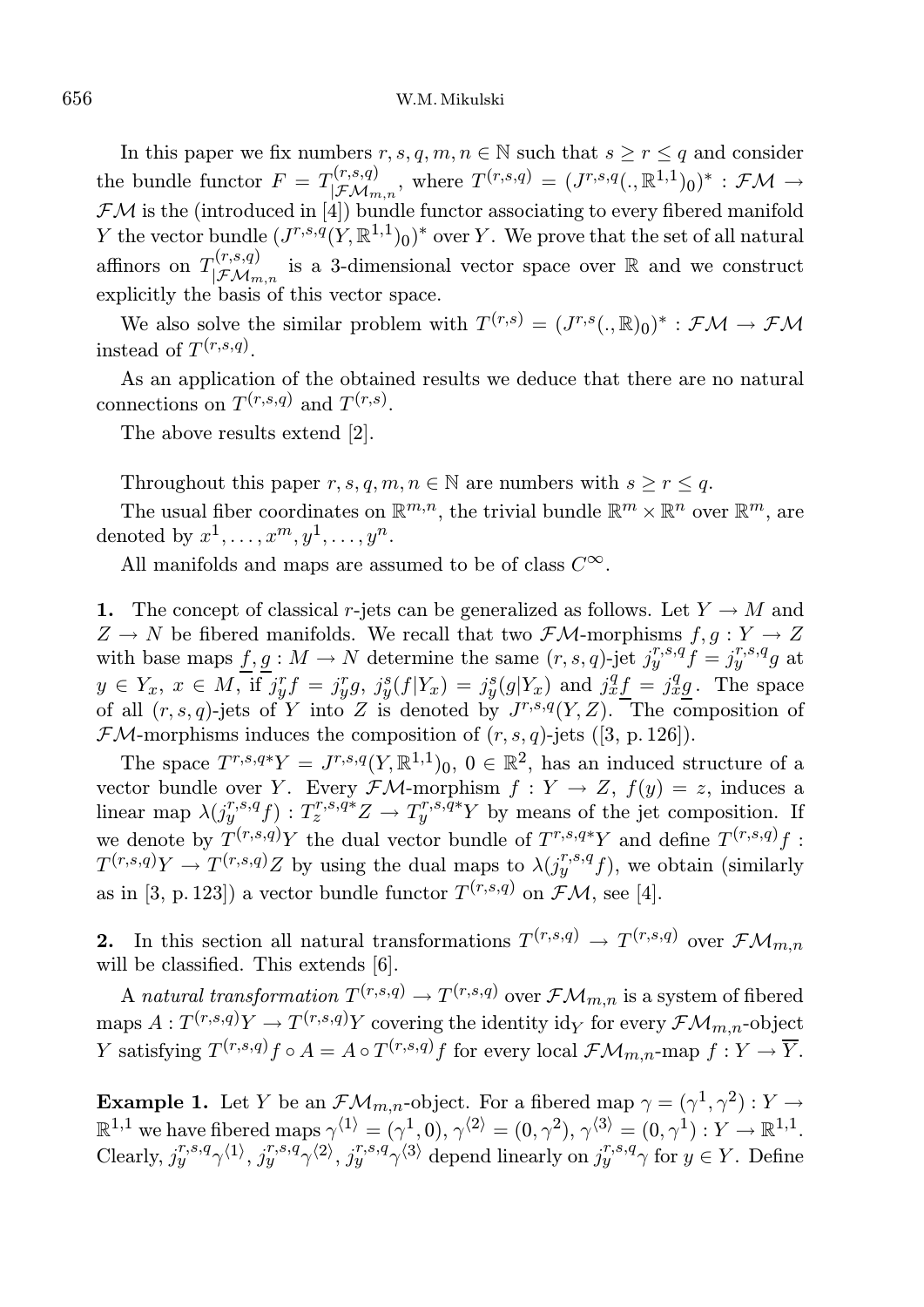In this paper we fix numbers $r, s, q, m, n \in \mathbb{N}$ such that $s \geq r \leq q$ and consider the bundle functor $F = T^{(r,s,q)}_{|\mathcal{FM}_{m,n}}$, where $T^{(r,s,q)} = (J^{r,s,q}(.,\mathbb{R}^{1,1})_0)^* : \mathcal{FM} \to \mathcal{FM}$ is the (introduced in [4]) bundle functor associating to every fibered manifold $Y$ the vector bundle $(J^{r,s,q}(Y,\mathbb{R}^{1,1})_0)^*$ over $Y$. We prove that the set of all natural affinors on $T^{(r,s,q)}_{|\mathcal{FM}_{m,n}}$ is a 3-dimensional vector space over $\mathbb{R}$ and we construct explicitly the basis of this vector space.

We also solve the similar problem with $T^{(r,s)} = (J^{r,s}(.,\mathbb{R})_0)^* : \mathcal{FM} \to \mathcal{FM}$ instead of $T^{(r,s,q)}$.

As an application of the obtained results we deduce that there are no natural connections on $T^{(r,s,q)}$ and $T^{(r,s)}$.

The above results extend [2].

Throughout this paper $r, s, q, m, n \in \mathbb{N}$ are numbers with $s \geq r \leq q$.

The usual fiber coordinates on $\mathbb{R}^{m,n}$, the trivial bundle $\mathbb{R}^m \times \mathbb{R}^n$ over $\mathbb{R}^m$, are denoted by $x^1, \ldots, x^m, y^1, \ldots, y^n$.

All manifolds and maps are assumed to be of class $C^\infty$.

**1.** The concept of classical $r$-jets can be generalized as follows. Let $Y \to M$ and $Z \to N$ be fibered manifolds. We recall that two $\mathcal{FM}$-morphisms $f, g : Y \to Z$ with base maps $\underline{f}, \underline{g} : M \to N$ determine the same $(r,s,q)$-jet $j^{r,s,q}_y f = j^{r,s,q}_y g$ at $y \in Y_x$, $x \in M$, if $j^r_y f = j^r_y g$, $j^s_y(f|Y_x) = j^s_y(g|Y_x)$ and $j^q_x \underline{f} = j^q_x \underline{g}$. The space of all $(r,s,q)$-jets of $Y$ into $Z$ is denoted by $J^{r,s,q}(Y,Z)$. The composition of $\mathcal{FM}$-morphisms induces the composition of $(r,s,q)$-jets ([3, p. 126]).

The space $T^{r,s,q*}Y = J^{r,s,q}(Y,\mathbb{R}^{1,1})_0$, $0 \in \mathbb{R}^2$, has an induced structure of a vector bundle over $Y$. Every $\mathcal{FM}$-morphism $f : Y \to Z$, $f(y) = z$, induces a linear map $\lambda(j^{r,s,q}_y f) : T^{r,s,q*}_z Z \to T^{r,s,q*}_y Y$ by means of the jet composition. If we denote by $T^{(r,s,q)}Y$ the dual vector bundle of $T^{r,s,q*}Y$ and define $T^{(r,s,q)}f : T^{(r,s,q)}Y \to T^{(r,s,q)}Z$ by using the dual maps to $\lambda(j^{r,s,q}_y f)$, we obtain (similarly as in [3, p. 123]) a vector bundle functor $T^{(r,s,q)}$ on $\mathcal{FM}$, see [4].

**2.** In this section all natural transformations $T^{(r,s,q)} \to T^{(r,s,q)}$ over $\mathcal{FM}_{m,n}$ will be classified. This extends [6].

A *natural transformation* $T^{(r,s,q)} \to T^{(r,s,q)}$ over $\mathcal{FM}_{m,n}$ is a system of fibered maps $A : T^{(r,s,q)}Y \to T^{(r,s,q)}Y$ covering the identity $\mathrm{id}_Y$ for every $\mathcal{FM}_{m,n}$-object $Y$ satisfying $T^{(r,s,q)}f \circ A = A \circ T^{(r,s,q)}f$ for every local $\mathcal{FM}_{m,n}$-map $f : Y \to \overline{Y}$.

**Example 1.** Let $Y$ be an $\mathcal{FM}_{m,n}$-object. For a fibered map $\gamma = (\gamma^1, \gamma^2) : Y \to \mathbb{R}^{1,1}$ we have fibered maps $\gamma^{\langle 1 \rangle} = (\gamma^1, 0)$, $\gamma^{\langle 2 \rangle} = (0, \gamma^2)$, $\gamma^{\langle 3 \rangle} = (0, \gamma^1) : Y \to \mathbb{R}^{1,1}$. Clearly, $j^{r,s,q}_y \gamma^{\langle 1 \rangle}$, $j^{r,s,q}_y \gamma^{\langle 2 \rangle}$, $j^{r,s,q}_y \gamma^{\langle 3 \rangle}$ depend linearly on $j^{r,s,q}_y \gamma$ for $y \in Y$. Define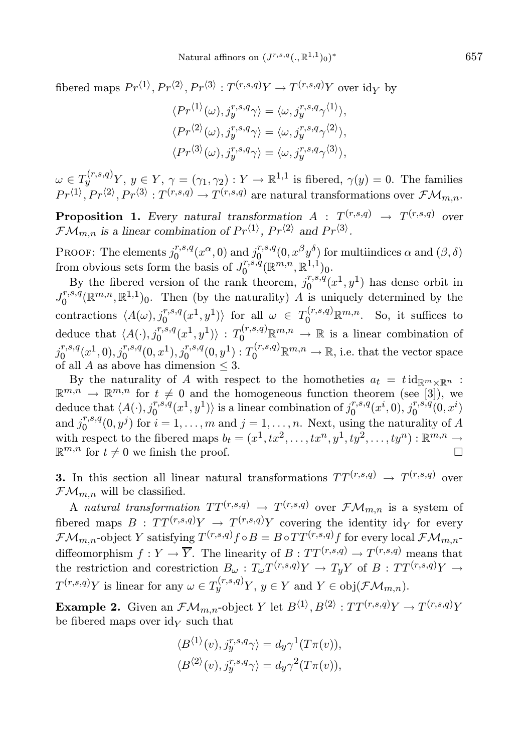fibered maps $Pr^{\langle 1\rangle}, Pr^{\langle 2\rangle}, Pr^{\langle 3\rangle} : T^{(r,s,q)}Y \to T^{(r,s,q)}Y$ over $\mathrm{id}_Y$ by

$$\langle Pr^{\langle 1\rangle}(\omega), j^{r,s,q}_y\gamma\rangle = \langle \omega, j^{r,s,q}_y\gamma^{\langle 1\rangle}\rangle,$$
$$\langle Pr^{\langle 2\rangle}(\omega), j^{r,s,q}_y\gamma\rangle = \langle \omega, j^{r,s,q}_y\gamma^{\langle 2\rangle}\rangle,$$
$$\langle Pr^{\langle 3\rangle}(\omega), j^{r,s,q}_y\gamma\rangle = \langle \omega, j^{r,s,q}_y\gamma^{\langle 3\rangle}\rangle,$$

$\omega \in T^{(r,s,q)}_y Y$, $y \in Y$, $\gamma = (\gamma_1, \gamma_2) : Y \to \mathbb{R}^{1,1}$ is fibered, $\gamma(y) = 0$. The families $Pr^{\langle 1\rangle}, Pr^{\langle 2\rangle}, Pr^{\langle 3\rangle} : T^{(r,s,q)} \to T^{(r,s,q)}$ are natural transformations over $\mathcal{FM}_{m,n}$.

**Proposition 1.** *Every natural transformation $A : T^{(r,s,q)} \to T^{(r,s,q)}$ over $\mathcal{FM}_{m,n}$ is a linear combination of $Pr^{\langle 1\rangle}$, $Pr^{\langle 2\rangle}$ and $Pr^{\langle 3\rangle}$.*

Proof: The elements $j^{r,s,q}_0(x^\alpha, 0)$ and $j^{r,s,q}_0(0, x^\beta y^\delta)$ for multiindices $\alpha$ and $(\beta, \delta)$ from obvious sets form the basis of $J^{r,s,q}_0(\mathbb{R}^{m,n}, \mathbb{R}^{1,1})_0$.

By the fibered version of the rank theorem, $j^{r,s,q}_0(x^1, y^1)$ has dense orbit in $J^{r,s,q}_0(\mathbb{R}^{m,n}, \mathbb{R}^{1,1})_0$. Then (by the naturality) $A$ is uniquely determined by the contractions $\langle A(\omega), j^{r,s,q}_0(x^1, y^1)\rangle$ for all $\omega \in T^{(r,s,q)}_0\mathbb{R}^{m,n}$. So, it suffices to deduce that $\langle A(\cdot), j^{r,s,q}_0(x^1, y^1)\rangle : T^{(r,s,q)}_0\mathbb{R}^{m,n} \to \mathbb{R}$ is a linear combination of $j^{r,s,q}_0(x^1, 0), j^{r,s,q}_0(0, x^1), j^{r,s,q}_0(0, y^1) : T^{(r,s,q)}_0\mathbb{R}^{m,n} \to \mathbb{R}$, i.e. that the vector space of all $A$ as above has dimension $\leq 3$.

By the naturality of $A$ with respect to the homotheties $a_t = t\,\mathrm{id}_{\mathbb{R}^m \times \mathbb{R}^n} : \mathbb{R}^{m,n} \to \mathbb{R}^{m,n}$ for $t \neq 0$ and the homogeneous function theorem (see [3]), we deduce that $\langle A(\cdot), j^{r,s,q}_0(x^1, y^1)\rangle$ is a linear combination of $j^{r,s,q}_0(x^i, 0)$, $j^{r,s,q}_0(0, x^i)$ and $j^{r,s,q}_0(0, y^j)$ for $i = 1, \ldots, m$ and $j = 1, \ldots, n$. Next, using the naturality of $A$ with respect to the fibered maps $b_t = (x^1, tx^2, \ldots, tx^n, y^1, ty^2, \ldots, ty^n) : \mathbb{R}^{m,n} \to \mathbb{R}^{m,n}$ for $t \neq 0$ we finish the proof. $\square$

**3.** In this section all linear natural transformations $TT^{(r,s,q)} \to T^{(r,s,q)}$ over $\mathcal{FM}_{m,n}$ will be classified.

A *natural transformation* $TT^{(r,s,q)} \to T^{(r,s,q)}$ over $\mathcal{FM}_{m,n}$ is a system of fibered maps $B : TT^{(r,s,q)}Y \to T^{(r,s,q)}Y$ covering the identity $\mathrm{id}_Y$ for every $\mathcal{FM}_{m,n}$-object $Y$ satisfying $T^{(r,s,q)}f \circ B = B \circ TT^{(r,s,q)}f$ for every local $\mathcal{FM}_{m,n}$-diffeomorphism $f : Y \to \overline{Y}$. The linearity of $B : TT^{(r,s,q)} \to T^{(r,s,q)}$ means that the restriction and corestriction $B_\omega : T_\omega T^{(r,s,q)}Y \to T_yY$ of $B : TT^{(r,s,q)}Y \to T^{(r,s,q)}Y$ is linear for any $\omega \in T^{(r,s,q)}_yY$, $y \in Y$ and $Y \in \mathrm{obj}(\mathcal{FM}_{m,n})$.

**Example 2.** Given an $\mathcal{FM}_{m,n}$-object $Y$ let $B^{\langle 1\rangle}, B^{\langle 2\rangle} : TT^{(r,s,q)}Y \to T^{(r,s,q)}Y$ be fibered maps over $\mathrm{id}_Y$ such that

$$\langle B^{\langle 1\rangle}(v), j^{r,s,q}_y\gamma\rangle = d_y\gamma^1(T\pi(v)),$$
$$\langle B^{\langle 2\rangle}(v), j^{r,s,q}_y\gamma\rangle = d_y\gamma^2(T\pi(v)),$$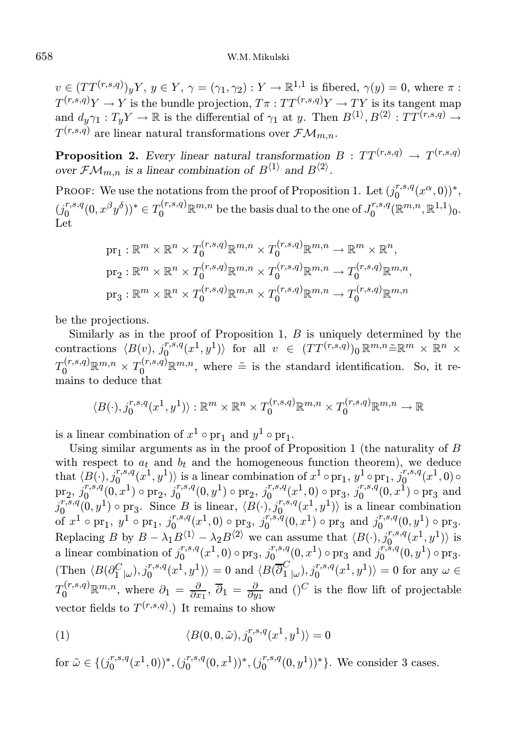$v \in (TT^{(r,s,q)})_y Y$, $y \in Y$, $\gamma = (\gamma_1, \gamma_2) : Y \to \mathbb{R}^{1,1}$ is fibered, $\gamma(y) = 0$, where $\pi : T^{(r,s,q)}Y \to Y$ is the bundle projection, $T\pi : TT^{(r,s,q)}Y \to TY$ is its tangent map and $d_y\gamma_1 : T_yY \to \mathbb{R}$ is the differential of $\gamma_1$ at $y$. Then $B^{\langle 1\rangle}, B^{\langle 2\rangle} : TT^{(r,s,q)} \to T^{(r,s,q)}$ are linear natural transformations over $\mathcal{FM}_{m,n}$.

**Proposition 2.** *Every linear natural transformation $B : TT^{(r,s,q)} \to T^{(r,s,q)}$ over $\mathcal{FM}_{m,n}$ is a linear combination of $B^{\langle 1\rangle}$ and $B^{\langle 2\rangle}$.*

Proof: We use the notations from the proof of Proposition 1. Let $(j_0^{r,s,q}(x^\alpha, 0))^*$, $(j_0^{r,s,q}(0, x^\beta y^\delta))^* \in T_0^{(r,s,q)}\mathbb{R}^{m,n}$ be the basis dual to the one of $J_0^{r,s,q}(\mathbb{R}^{m,n}, \mathbb{R}^{1,1})_0$. Let

$$\begin{aligned}
\mathrm{pr}_1 &: \mathbb{R}^m \times \mathbb{R}^n \times T_0^{(r,s,q)}\mathbb{R}^{m,n} \times T_0^{(r,s,q)}\mathbb{R}^{m,n} \to \mathbb{R}^m \times \mathbb{R}^n, \\
\mathrm{pr}_2 &: \mathbb{R}^m \times \mathbb{R}^n \times T_0^{(r,s,q)}\mathbb{R}^{m,n} \times T_0^{(r,s,q)}\mathbb{R}^{m,n} \to T_0^{(r,s,q)}\mathbb{R}^{m,n}, \\
\mathrm{pr}_3 &: \mathbb{R}^m \times \mathbb{R}^n \times T_0^{(r,s,q)}\mathbb{R}^{m,n} \times T_0^{(r,s,q)}\mathbb{R}^{m,n} \to T_0^{(r,s,q)}\mathbb{R}^{m,n}
\end{aligned}$$

be the projections.

Similarly as in the proof of Proposition 1, $B$ is uniquely determined by the contractions $\langle B(v), j_0^{r,s,q}(x^1, y^1)\rangle$ for all $v \in (TT^{(r,s,q)})_0\,\mathbb{R}^{m,n} \tilde{=} \mathbb{R}^m \times \mathbb{R}^n \times T_0^{(r,s,q)}\mathbb{R}^{m,n} \times T_0^{(r,s,q)}\mathbb{R}^{m,n}$, where $\tilde{=}$ is the standard identification. So, it remains to deduce that

$$\langle B(\cdot), j_0^{r,s,q}(x^1, y^1)\rangle : \mathbb{R}^m \times \mathbb{R}^n \times T_0^{(r,s,q)}\mathbb{R}^{m,n} \times T_0^{(r,s,q)}\mathbb{R}^{m,n} \to \mathbb{R}$$

is a linear combination of $x^1 \circ \mathrm{pr}_1$ and $y^1 \circ \mathrm{pr}_1$.

Using similar arguments as in the proof of Proposition 1 (the naturality of $B$ with respect to $a_t$ and $b_t$ and the homogeneous function theorem), we deduce that $\langle B(\cdot), j_0^{r,s,q}(x^1, y^1)\rangle$ is a linear combination of $x^1 \circ \mathrm{pr}_1$, $y^1 \circ \mathrm{pr}_1$, $j_0^{r,s,q}(x^1, 0) \circ \mathrm{pr}_2$, $j_0^{r,s,q}(0, x^1) \circ \mathrm{pr}_2$, $j_0^{r,s,q}(0, y^1) \circ \mathrm{pr}_2$, $j_0^{r,s,q}(x^1, 0) \circ \mathrm{pr}_3$, $j_0^{r,s,q}(0, x^1) \circ \mathrm{pr}_3$ and $j_0^{r,s,q}(0, y^1) \circ \mathrm{pr}_3$. Since $B$ is linear, $\langle B(\cdot), j_0^{r,s,q}(x^1, y^1)\rangle$ is a linear combination of $x^1 \circ \mathrm{pr}_1$, $y^1 \circ \mathrm{pr}_1$, $j_0^{r,s,q}(x^1, 0) \circ \mathrm{pr}_3$, $j_0^{r,s,q}(0, x^1) \circ \mathrm{pr}_3$ and $j_0^{r,s,q}(0, y^1) \circ \mathrm{pr}_3$. Replacing $B$ by $B - \lambda_1 B^{\langle 1\rangle} - \lambda_2 B^{\langle 2\rangle}$ we can assume that $\langle B(\cdot), j_0^{r,s,q}(x^1, y^1)\rangle$ is a linear combination of $j_0^{r,s,q}(x^1, 0) \circ \mathrm{pr}_3$, $j_0^{r,s,q}(0, x^1) \circ \mathrm{pr}_3$ and $j_0^{r,s,q}(0, y^1) \circ \mathrm{pr}_3$. (Then $\langle B(\partial_1^C{}_{|\omega}), j_0^{r,s,q}(x^1, y^1)\rangle = 0$ and $\langle B(\overline{\partial}_1^C{}_{|\omega}), j_0^{r,s,q}(x^1, y^1)\rangle = 0$ for any $\omega \in T_0^{(r,s,q)}\mathbb{R}^{m,n}$, where $\partial_1 = \frac{\partial}{\partial x_1}$, $\overline{\partial}_1 = \frac{\partial}{\partial y_1}$ and $()^C$ is the flow lift of projectable vector fields to $T^{(r,s,q)}$.) It remains to show

$$\langle B(0, 0, \tilde{\omega}), j_0^{r,s,q}(x^1, y^1)\rangle = 0 \tag{1}$$

for $\tilde{\omega} \in \{(j_0^{r,s,q}(x^1, 0))^*, (j_0^{r,s,q}(0, x^1))^*, (j_0^{r,s,q}(0, y^1))^*\}$. We consider 3 cases.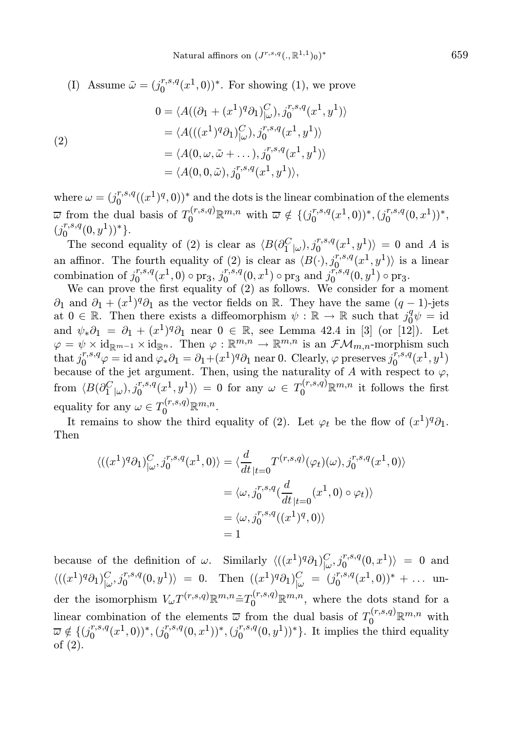(I) Assume $\tilde{\omega} = (j_0^{r,s,q}(x^1, 0))^*$. For showing (1), we prove

$$
(2) \qquad
\begin{aligned}
0 &= \langle A((\partial_1 + (x^1)^q\partial_1)^C_{|\omega}), j_0^{r,s,q}(x^1, y^1)\rangle \\
&= \langle A(((x^1)^q\partial_1)^C_{|\omega}), j_0^{r,s,q}(x^1, y^1)\rangle \\
&= \langle A(0, \omega, \tilde{\omega} + \dots), j_0^{r,s,q}(x^1, y^1)\rangle \\
&= \langle A(0, 0, \tilde{\omega}), j_0^{r,s,q}(x^1, y^1)\rangle,
\end{aligned}
$$

where $\omega = (j_0^{r,s,q}((x^1)^q, 0))^*$ and the dots is the linear combination of the elements $\overline{\varpi}$ from the dual basis of $T_0^{(r,s,q)}\mathbb{R}^{m,n}$ with $\overline{\varpi} \notin \{(j_0^{r,s,q}(x^1, 0))^*, (j_0^{r,s,q}(0, x^1))^*, (j_0^{r,s,q}(0, y^1))^*\}$.

The second equality of (2) is clear as $\langle B(\partial^C_{1\,|\omega}), j_0^{r,s,q}(x^1, y^1)\rangle = 0$ and $A$ is an affinor. The fourth equality of (2) is clear as $\langle B(\cdot), j_0^{r,s,q}(x^1, y^1)\rangle$ is a linear combination of $j_0^{r,s,q}(x^1, 0) \circ \mathrm{pr}_3$, $j_0^{r,s,q}(0, x^1) \circ \mathrm{pr}_3$ and $j_0^{r,s,q}(0, y^1) \circ \mathrm{pr}_3$.

We can prove the first equality of (2) as follows. We consider for a moment $\partial_1$ and $\partial_1 + (x^1)^q\partial_1$ as the vector fields on $\mathbb{R}$. They have the same $(q-1)$-jets at $0 \in \mathbb{R}$. Then there exists a diffeomorphism $\psi : \mathbb{R} \to \mathbb{R}$ such that $j_0^q\psi = \mathrm{id}$ and $\psi_*\partial_1 = \partial_1 + (x^1)^q\partial_1$ near $0 \in \mathbb{R}$, see Lemma 42.4 in [3] (or [12]). Let $\varphi = \psi \times \mathrm{id}_{\mathbb{R}^{m-1}} \times \mathrm{id}_{\mathbb{R}^n}$. Then $\varphi : \mathbb{R}^{m,n} \to \mathbb{R}^{m,n}$ is an $\mathcal{FM}_{m,n}$-morphism such that $j_0^{r,s,q}\varphi = \mathrm{id}$ and $\varphi_*\partial_1 = \partial_1 + (x^1)^q\partial_1$ near 0. Clearly, $\varphi$ preserves $j_0^{r,s,q}(x^1, y^1)$ because of the jet argument. Then, using the naturality of $A$ with respect to $\varphi$, from $\langle B(\partial^C_{1\,|\omega}), j_0^{r,s,q}(x^1, y^1)\rangle = 0$ for any $\omega \in T_0^{(r,s,q)}\mathbb{R}^{m,n}$ it follows the first equality for any $\omega \in T_0^{(r,s,q)}\mathbb{R}^{m,n}$.

It remains to show the third equality of (2). Let $\varphi_t$ be the flow of $(x^1)^q\partial_1$. Then

$$
\begin{aligned}
\langle ((x^1)^q\partial_1)^C_{|\omega}, j_0^{r,s,q}(x^1, 0)\rangle &= \langle \frac{d}{dt}_{|t=0} T^{(r,s,q)}(\varphi_t)(\omega), j_0^{r,s,q}(x^1, 0)\rangle \\
&= \langle \omega, j_0^{r,s,q}(\frac{d}{dt}_{|t=0}(x^1, 0) \circ \varphi_t)\rangle \\
&= \langle \omega, j_0^{r,s,q}((x^1)^q, 0)\rangle \\
&= 1
\end{aligned}
$$

because of the definition of $\omega$. Similarly $\langle ((x^1)^q\partial_1)^C_{|\omega}, j_0^{r,s,q}(0, x^1)\rangle = 0$ and $\langle ((x^1)^q\partial_1)^C_{|\omega}, j_0^{r,s,q}(0, y^1)\rangle = 0$. Then $((x^1)^q\partial_1)^C_{|\omega} = (j_0^{r,s,q}(x^1, 0))^* + \dots$ under the isomorphism $V_\omega T^{(r,s,q)}\mathbb{R}^{m,n} \tilde{=} T_0^{(r,s,q)}\mathbb{R}^{m,n}$, where the dots stand for a linear combination of the elements $\overline{\varpi}$ from the dual basis of $T_0^{(r,s,q)}\mathbb{R}^{m,n}$ with $\overline{\varpi} \notin \{(j_0^{r,s,q}(x^1, 0))^*, (j_0^{r,s,q}(0, x^1))^*, (j_0^{r,s,q}(0, y^1))^*\}$. It implies the third equality of (2).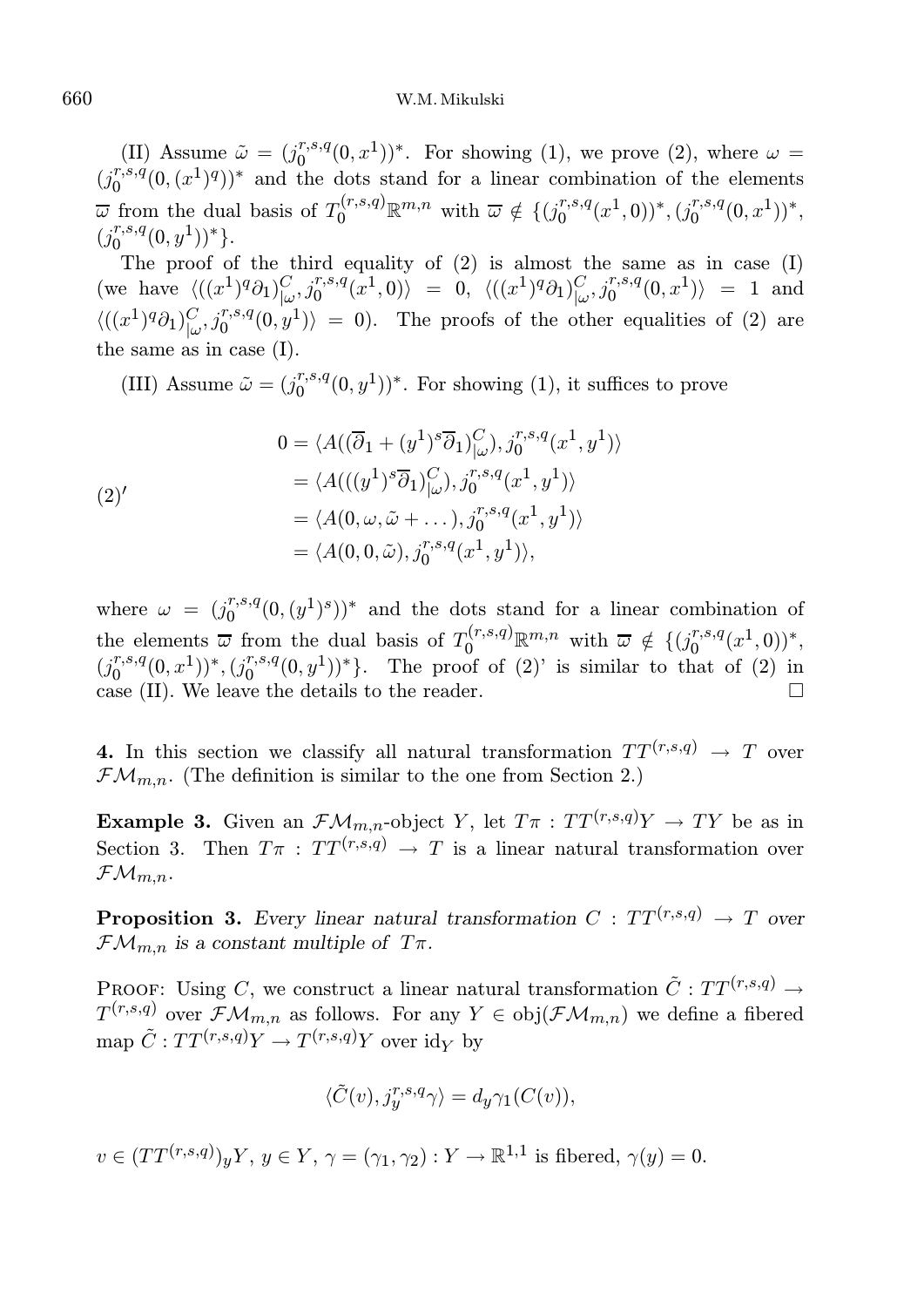(II) Assume $\tilde{\omega} = (j_0^{r,s,q}(0,x^1))^*$. For showing (1), we prove (2), where $\omega = (j_0^{r,s,q}(0,(x^1)^q))^*$ and the dots stand for a linear combination of the elements $\overline{\omega}$ from the dual basis of $T_0^{(r,s,q)}\mathbb{R}^{m,n}$ with $\overline{\omega} \notin \{(j_0^{r,s,q}(x^1,0))^*, (j_0^{r,s,q}(0,x^1))^*, (j_0^{r,s,q}(0,y^1))^*\}$.

The proof of the third equality of (2) is almost the same as in case (I) (we have $\langle ((x^1)^q\partial_1)^C_{|\omega}, j_0^{r,s,q}(x^1,0)\rangle = 0$, $\langle ((x^1)^q\partial_1)^C_{|\omega}, j_0^{r,s,q}(0,x^1)\rangle = 1$ and $\langle ((x^1)^q\partial_1)^C_{|\omega}, j_0^{r,s,q}(0,y^1)\rangle = 0$). The proofs of the other equalities of (2) are the same as in case (I).

(III) Assume $\tilde{\omega} = (j_0^{r,s,q}(0,y^1))^*$. For showing (1), it suffices to prove

$$
\begin{aligned}
0 &= \langle A((\overline{\partial}_1 + (y^1)^s\overline{\partial}_1)^C_{|\omega}), j_0^{r,s,q}(x^1,y^1)\rangle \\
&= \langle A(((y^1)^s\overline{\partial}_1)^C_{|\omega}), j_0^{r,s,q}(x^1,y^1)\rangle \\
&= \langle A(0,\omega,\tilde{\omega}+\dots), j_0^{r,s,q}(x^1,y^1)\rangle \\
&= \langle A(0,0,\tilde{\omega}), j_0^{r,s,q}(x^1,y^1)\rangle,
\end{aligned}
\tag{2'}
$$

where $\omega = (j_0^{r,s,q}(0,(y^1)^s))^*$ and the dots stand for a linear combination of the elements $\overline{\omega}$ from the dual basis of $T_0^{(r,s,q)}\mathbb{R}^{m,n}$ with $\overline{\omega} \notin \{(j_0^{r,s,q}(x^1,0))^*, (j_0^{r,s,q}(0,x^1))^*, (j_0^{r,s,q}(0,y^1))^*\}$. The proof of (2)' is similar to that of (2) in case (II). We leave the details to the reader. □

**4.** In this section we classify all natural transformation $TT^{(r,s,q)} \to T$ over $\mathcal{FM}_{m,n}$. (The definition is similar to the one from Section 2.)

**Example 3.** Given an $\mathcal{FM}_{m,n}$-object $Y$, let $T\pi : TT^{(r,s,q)}Y \to TY$ be as in Section 3. Then $T\pi : TT^{(r,s,q)} \to T$ is a linear natural transformation over $\mathcal{FM}_{m,n}$.

**Proposition 3.** *Every linear natural transformation $C : TT^{(r,s,q)} \to T$ over $\mathcal{FM}_{m,n}$ is a constant multiple of $T\pi$.*

Proof: Using $C$, we construct a linear natural transformation $\tilde{C} : TT^{(r,s,q)} \to T^{(r,s,q)}$ over $\mathcal{FM}_{m,n}$ as follows. For any $Y \in \mathrm{obj}(\mathcal{FM}_{m,n})$ we define a fibered map $\tilde{C} : TT^{(r,s,q)}Y \to T^{(r,s,q)}Y$ over $\mathrm{id}_Y$ by

$$
\langle \tilde{C}(v), j_y^{r,s,q}\gamma\rangle = d_y\gamma_1(C(v)),
$$

$v \in (TT^{(r,s,q)})_yY$, $y \in Y$, $\gamma = (\gamma_1,\gamma_2) : Y \to \mathbb{R}^{1,1}$ is fibered, $\gamma(y) = 0$.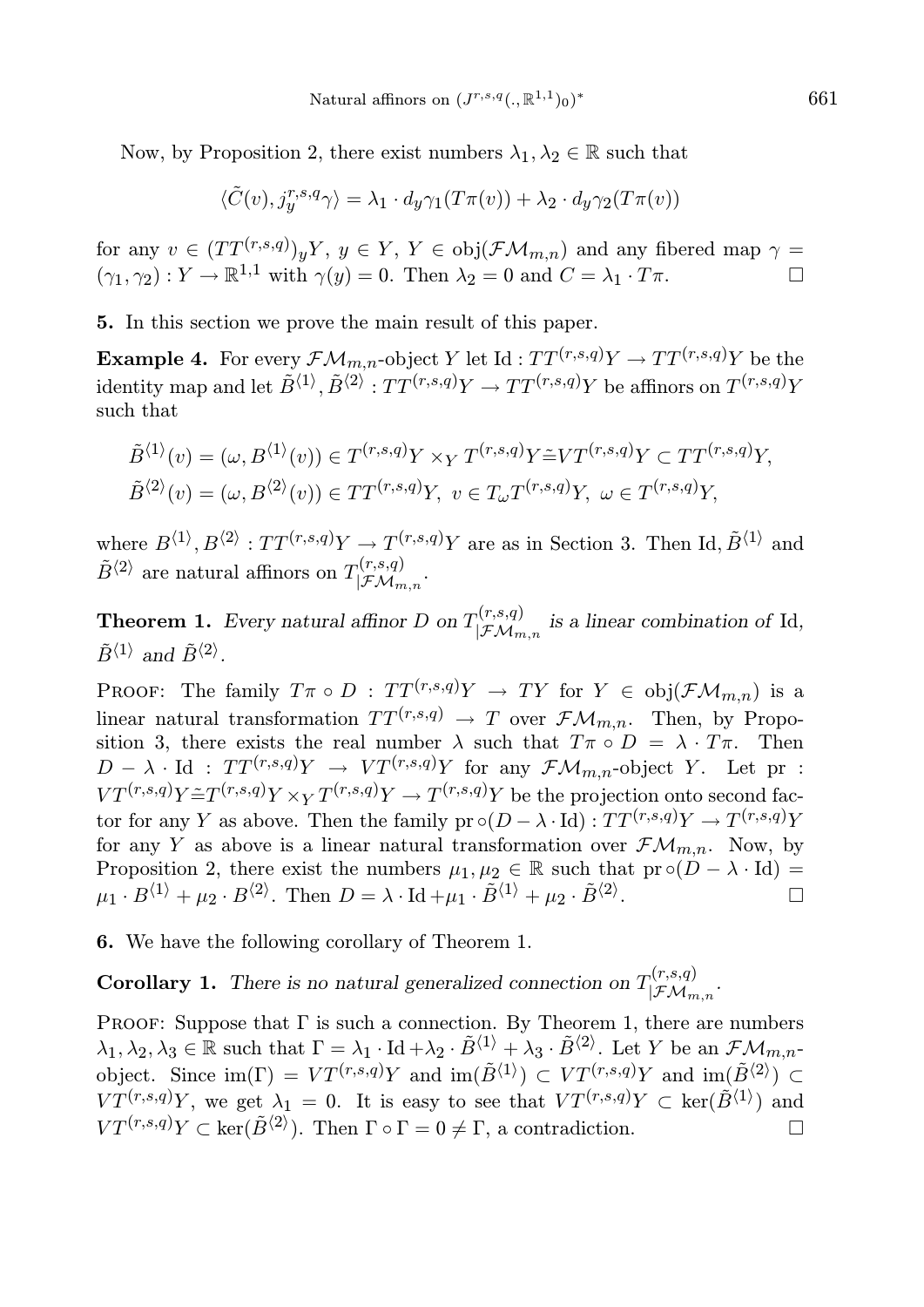Now, by Proposition 2, there exist numbers $\lambda_1, \lambda_2 \in \mathbb{R}$ such that

$$\langle \tilde{C}(v), j^{r,s,q}_y \gamma \rangle = \lambda_1 \cdot d_y \gamma_1(T\pi(v)) + \lambda_2 \cdot d_y \gamma_2(T\pi(v))$$

for any $v \in (TT^{(r,s,q)})_y Y$, $y \in Y$, $Y \in \mathrm{obj}(\mathcal{FM}_{m,n})$ and any fibered map $\gamma = (\gamma_1, \gamma_2) : Y \to \mathbb{R}^{1,1}$ with $\gamma(y) = 0$. Then $\lambda_2 = 0$ and $C = \lambda_1 \cdot T\pi$. □

**5.** In this section we prove the main result of this paper.

**Example 4.** For every $\mathcal{FM}_{m,n}$-object $Y$ let $\mathrm{Id} : TT^{(r,s,q)}Y \to TT^{(r,s,q)}Y$ be the identity map and let $\tilde{B}^{\langle 1 \rangle}, \tilde{B}^{\langle 2 \rangle} : TT^{(r,s,q)}Y \to TT^{(r,s,q)}Y$ be affinors on $T^{(r,s,q)}Y$ such that

$$\tilde{B}^{\langle 1 \rangle}(v) = (\omega, B^{\langle 1 \rangle}(v)) \in T^{(r,s,q)}Y \times_Y T^{(r,s,q)}Y \tilde{=} VT^{(r,s,q)}Y \subset TT^{(r,s,q)}Y,$$
$$\tilde{B}^{\langle 2 \rangle}(v) = (\omega, B^{\langle 2 \rangle}(v)) \in TT^{(r,s,q)}Y,\ v \in T_\omega T^{(r,s,q)}Y,\ \omega \in T^{(r,s,q)}Y,$$

where $B^{\langle 1 \rangle}, B^{\langle 2 \rangle} : TT^{(r,s,q)}Y \to T^{(r,s,q)}Y$ are as in Section 3. Then $\mathrm{Id}, \tilde{B}^{\langle 1 \rangle}$ and $\tilde{B}^{\langle 2 \rangle}$ are natural affinors on $T^{(r,s,q)}_{|\mathcal{FM}_{m,n}}$.

**Theorem 1.** *Every natural affinor $D$ on $T^{(r,s,q)}_{|\mathcal{FM}_{m,n}}$ is a linear combination of* $\mathrm{Id}$, $\tilde{B}^{\langle 1 \rangle}$ *and* $\tilde{B}^{\langle 2 \rangle}$.

Proof: The family $T\pi \circ D : TT^{(r,s,q)}Y \to TY$ for $Y \in \mathrm{obj}(\mathcal{FM}_{m,n})$ is a linear natural transformation $TT^{(r,s,q)} \to T$ over $\mathcal{FM}_{m,n}$. Then, by Proposition 3, there exists the real number $\lambda$ such that $T\pi \circ D = \lambda \cdot T\pi$. Then $D - \lambda \cdot \mathrm{Id} : TT^{(r,s,q)}Y \to VT^{(r,s,q)}Y$ for any $\mathcal{FM}_{m,n}$-object $Y$. Let $\mathrm{pr} : VT^{(r,s,q)}Y \tilde{=} T^{(r,s,q)}Y \times_Y T^{(r,s,q)}Y \to T^{(r,s,q)}Y$ be the projection onto second factor for any $Y$ as above. Then the family $\mathrm{pr} \circ (D - \lambda \cdot \mathrm{Id}) : TT^{(r,s,q)}Y \to T^{(r,s,q)}Y$ for any $Y$ as above is a linear natural transformation over $\mathcal{FM}_{m,n}$. Now, by Proposition 2, there exist the numbers $\mu_1, \mu_2 \in \mathbb{R}$ such that $\mathrm{pr} \circ (D - \lambda \cdot \mathrm{Id}) = \mu_1 \cdot B^{\langle 1 \rangle} + \mu_2 \cdot B^{\langle 2 \rangle}$. Then $D = \lambda \cdot \mathrm{Id} + \mu_1 \cdot \tilde{B}^{\langle 1 \rangle} + \mu_2 \cdot \tilde{B}^{\langle 2 \rangle}$. □

**6.** We have the following corollary of Theorem 1.

**Corollary 1.** *There is no natural generalized connection on $T^{(r,s,q)}_{|\mathcal{FM}_{m,n}}$.*

Proof: Suppose that $\Gamma$ is such a connection. By Theorem 1, there are numbers $\lambda_1, \lambda_2, \lambda_3 \in \mathbb{R}$ such that $\Gamma = \lambda_1 \cdot \mathrm{Id} + \lambda_2 \cdot \tilde{B}^{\langle 1 \rangle} + \lambda_3 \cdot \tilde{B}^{\langle 2 \rangle}$. Let $Y$ be an $\mathcal{FM}_{m,n}$-object. Since $\mathrm{im}(\Gamma) = VT^{(r,s,q)}Y$ and $\mathrm{im}(\tilde{B}^{\langle 1 \rangle}) \subset VT^{(r,s,q)}Y$ and $\mathrm{im}(\tilde{B}^{\langle 2 \rangle}) \subset VT^{(r,s,q)}Y$, we get $\lambda_1 = 0$. It is easy to see that $VT^{(r,s,q)}Y \subset \ker(\tilde{B}^{\langle 1 \rangle})$ and $VT^{(r,s,q)}Y \subset \ker(\tilde{B}^{\langle 2 \rangle})$. Then $\Gamma \circ \Gamma = 0 \neq \Gamma$, a contradiction. □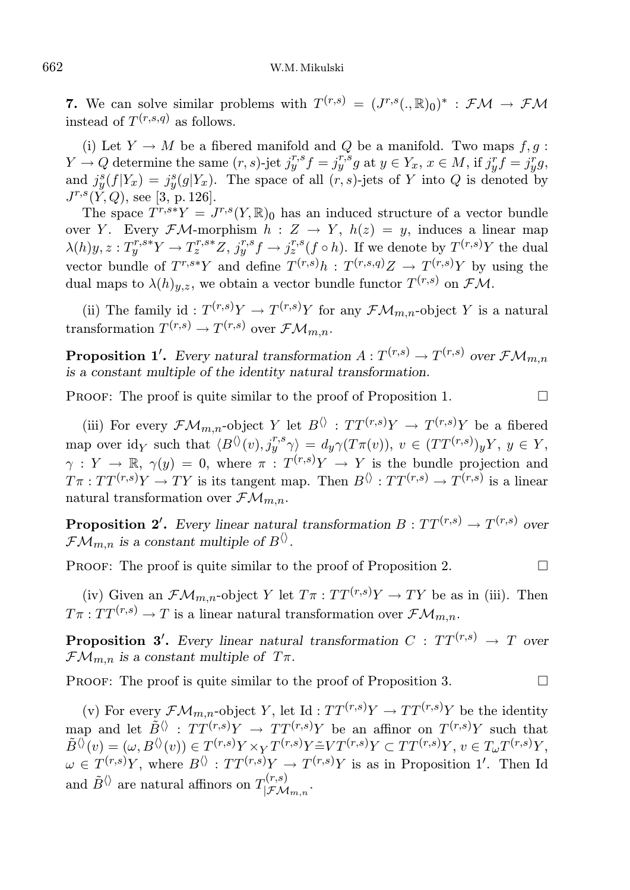**7.** We can solve similar problems with $T^{(r,s)} = (J^{r,s}(.,\mathbb{R})_0)^* : \mathcal{FM} \to \mathcal{FM}$ instead of $T^{(r,s,q)}$ as follows.

(i) Let $Y \to M$ be a fibered manifold and $Q$ be a manifold. Two maps $f, g : Y \to Q$ determine the same $(r,s)$-jet $j^{r,s}_y f = j^{r,s}_y g$ at $y \in Y_x$, $x \in M$, if $j^r_y f = j^r_y g$, and $j^s_y(f|Y_x) = j^s_y(g|Y_x)$. The space of all $(r,s)$-jets of $Y$ into $Q$ is denoted by $J^{r,s}(Y,Q)$, see [3, p. 126].

The space $T^{r,s*}Y = J^{r,s}(Y,\mathbb{R})_0$ has an induced structure of a vector bundle over $Y$. Every $\mathcal{FM}$-morphism $h : Z \to Y$, $h(z) = y$, induces a linear map $\lambda(h)y, z : T^{r,s*}_y Y \to T^{r,s*}_z Z$, $j^{r,s}_y f \to j^{r,s}_z (f \circ h)$. If we denote by $T^{(r,s)}Y$ the dual vector bundle of $T^{r,s*}Y$ and define $T^{(r,s)}h : T^{(r,s,q)}Z \to T^{(r,s)}Y$ by using the dual maps to $\lambda(h)_{y,z}$, we obtain a vector bundle functor $T^{(r,s)}$ on $\mathcal{FM}$.

(ii) The family $\mathrm{id} : T^{(r,s)}Y \to T^{(r,s)}Y$ for any $\mathcal{FM}_{m,n}$-object $Y$ is a natural transformation $T^{(r,s)} \to T^{(r,s)}$ over $\mathcal{FM}_{m,n}$.

**Proposition 1′.** *Every natural transformation $A : T^{(r,s)} \to T^{(r,s)}$ over $\mathcal{FM}_{m,n}$ is a constant multiple of the identity natural transformation.*

Proof: The proof is quite similar to the proof of Proposition 1. □

(iii) For every $\mathcal{FM}_{m,n}$-object $Y$ let $B^{\langle\rangle} : TT^{(r,s)}Y \to T^{(r,s)}Y$ be a fibered map over $\mathrm{id}_Y$ such that $\langle B^{\langle\rangle}(v), j^{r,s}_y \gamma\rangle = d_y\gamma(T\pi(v))$, $v \in (TT^{(r,s)})_y Y$, $y \in Y$, $\gamma : Y \to \mathbb{R}$, $\gamma(y) = 0$, where $\pi : T^{(r,s)}Y \to Y$ is the bundle projection and $T\pi : TT^{(r,s)}Y \to TY$ is its tangent map. Then $B^{\langle\rangle} : TT^{(r,s)} \to T^{(r,s)}$ is a linear natural transformation over $\mathcal{FM}_{m,n}$.

**Proposition 2′.** *Every linear natural transformation $B : TT^{(r,s)} \to T^{(r,s)}$ over $\mathcal{FM}_{m,n}$ is a constant multiple of $B^{\langle\rangle}$.*

Proof: The proof is quite similar to the proof of Proposition 2. □

(iv) Given an $\mathcal{FM}_{m,n}$-object $Y$ let $T\pi : TT^{(r,s)}Y \to TY$ be as in (iii). Then $T\pi : TT^{(r,s)} \to T$ is a linear natural transformation over $\mathcal{FM}_{m,n}$.

**Proposition 3′.** *Every linear natural transformation $C : TT^{(r,s)} \to T$ over $\mathcal{FM}_{m,n}$ is a constant multiple of $T\pi$.*

Proof: The proof is quite similar to the proof of Proposition 3. □

(v) For every $\mathcal{FM}_{m,n}$-object $Y$, let $\mathrm{Id} : TT^{(r,s)}Y \to TT^{(r,s)}Y$ be the identity map and let $\tilde{B}^{\langle\rangle} : TT^{(r,s)}Y \to TT^{(r,s)}Y$ be an affinor on $T^{(r,s)}Y$ such that $\tilde{B}^{\langle\rangle}(v) = (\omega, B^{\langle\rangle}(v)) \in T^{(r,s)}Y \times_Y T^{(r,s)}Y \tilde{=} VT^{(r,s)}Y \subset TT^{(r,s)}Y$, $v \in T_\omega T^{(r,s)}Y$, $\omega \in T^{(r,s)}Y$, where $B^{\langle\rangle} : TT^{(r,s)}Y \to T^{(r,s)}Y$ is as in Proposition 1′. Then Id and $\tilde{B}^{\langle\rangle}$ are natural affinors on $T^{(r,s)}_{|\mathcal{FM}_{m,n}}$.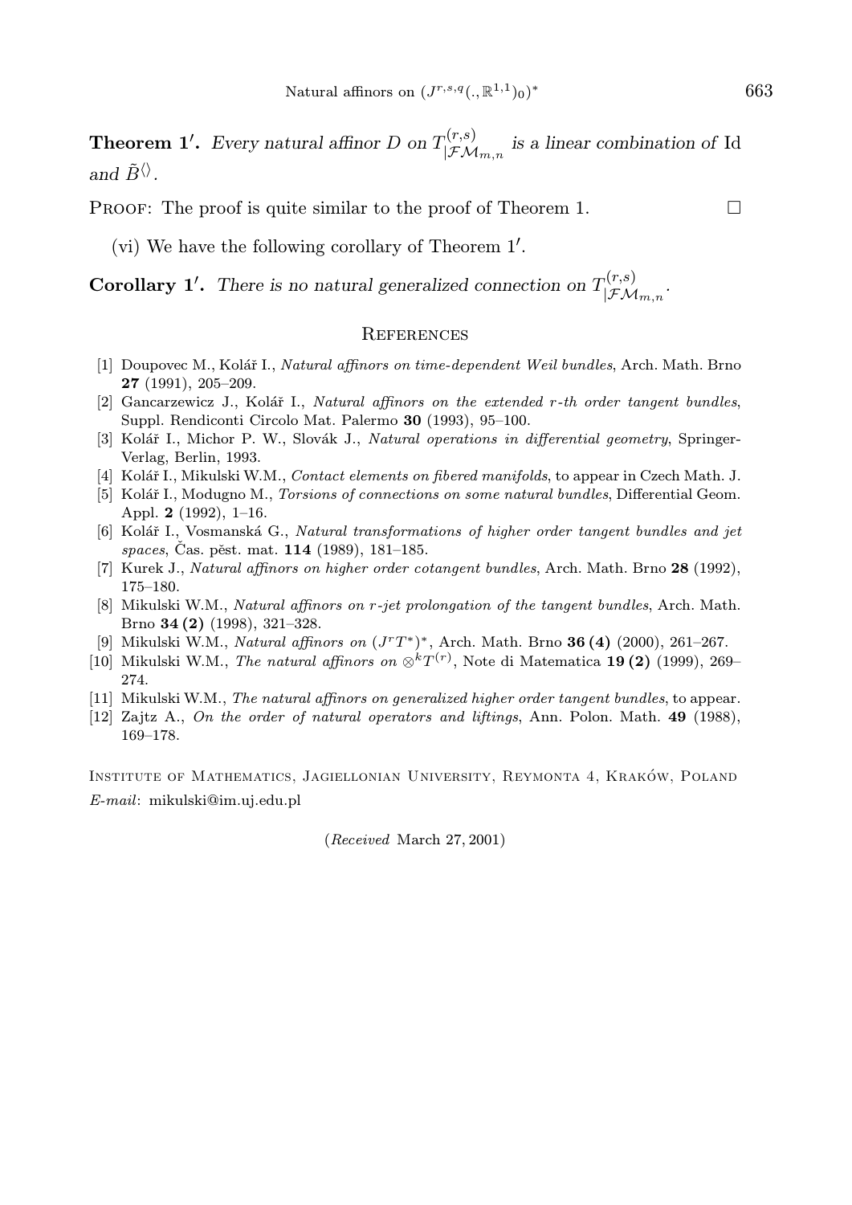**Theorem 1′.** *Every natural affinor $D$ on $T^{(r,s)}_{|\mathcal{FM}_{m,n}}$ is a linear combination of* Id *and $\tilde{B}^{\langle\rangle}$.*

Proof: The proof is quite similar to the proof of Theorem 1. □

(vi) We have the following corollary of Theorem 1′.

**Corollary 1′.** *There is no natural generalized connection on $T^{(r,s)}_{|\mathcal{FM}_{m,n}}$.*

## References

[1] Doupovec M., Kolář I., *Natural affinors on time-dependent Weil bundles*, Arch. Math. Brno **27** (1991), 205–209.

[2] Gancarzewicz J., Kolář I., *Natural affinors on the extended r-th order tangent bundles*, Suppl. Rendiconti Circolo Mat. Palermo **30** (1993), 95–100.

[3] Kolář I., Michor P. W., Slovák J., *Natural operations in differential geometry*, Springer-Verlag, Berlin, 1993.

[4] Kolář I., Mikulski W.M., *Contact elements on fibered manifolds*, to appear in Czech Math. J.

[5] Kolář I., Modugno M., *Torsions of connections on some natural bundles*, Differential Geom. Appl. **2** (1992), 1–16.

[6] Kolář I., Vosmanská G., *Natural transformations of higher order tangent bundles and jet spaces*, Čas. pěst. mat. **114** (1989), 181–185.

[7] Kurek J., *Natural affinors on higher order cotangent bundles*, Arch. Math. Brno **28** (1992), 175–180.

[8] Mikulski W.M., *Natural affinors on r-jet prolongation of the tangent bundles*, Arch. Math. Brno **34 (2)** (1998), 321–328.

[9] Mikulski W.M., *Natural affinors on $(J^rT^*)^*$*, Arch. Math. Brno **36 (4)** (2000), 261–267.

[10] Mikulski W.M., *The natural affinors on $\otimes^k T^{(r)}$*, Note di Matematica **19 (2)** (1999), 269–274.

[11] Mikulski W.M., *The natural affinors on generalized higher order tangent bundles*, to appear.

[12] Zajtz A., *On the order of natural operators and liftings*, Ann. Polon. Math. **49** (1988), 169–178.

Institute of Mathematics, Jagiellonian University, Reymonta 4, Kraków, Poland

*E-mail*: mikulski@im.uj.edu.pl

(*Received* March 27, 2001)